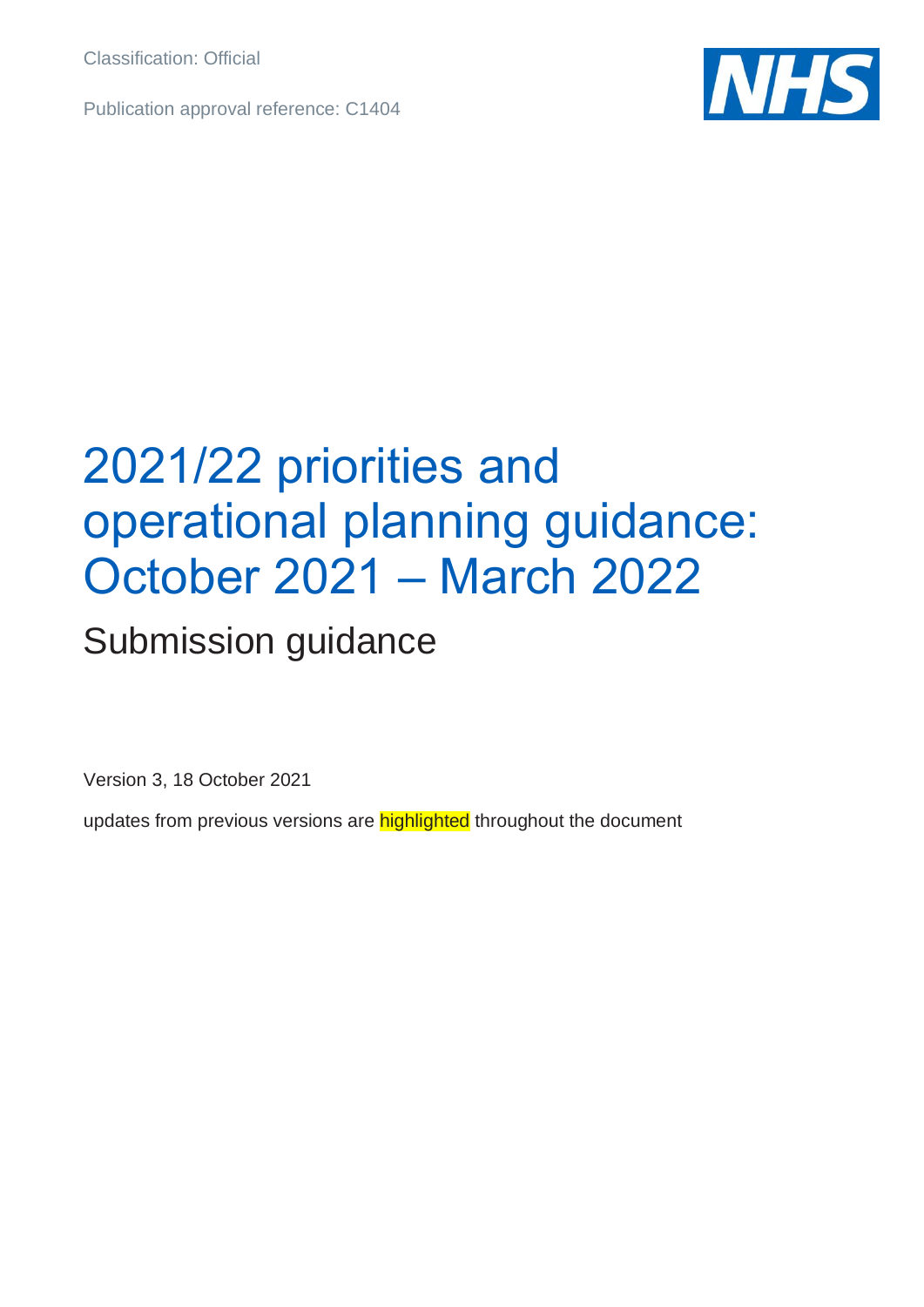Classification: Official

Publication approval reference: C1404

# 2021/22 priorities and operational planning guidance: October 2021 – March 2022

## Submission guidance

Version 3, 18 October 2021

updates from previous versions are highlighted throughout the document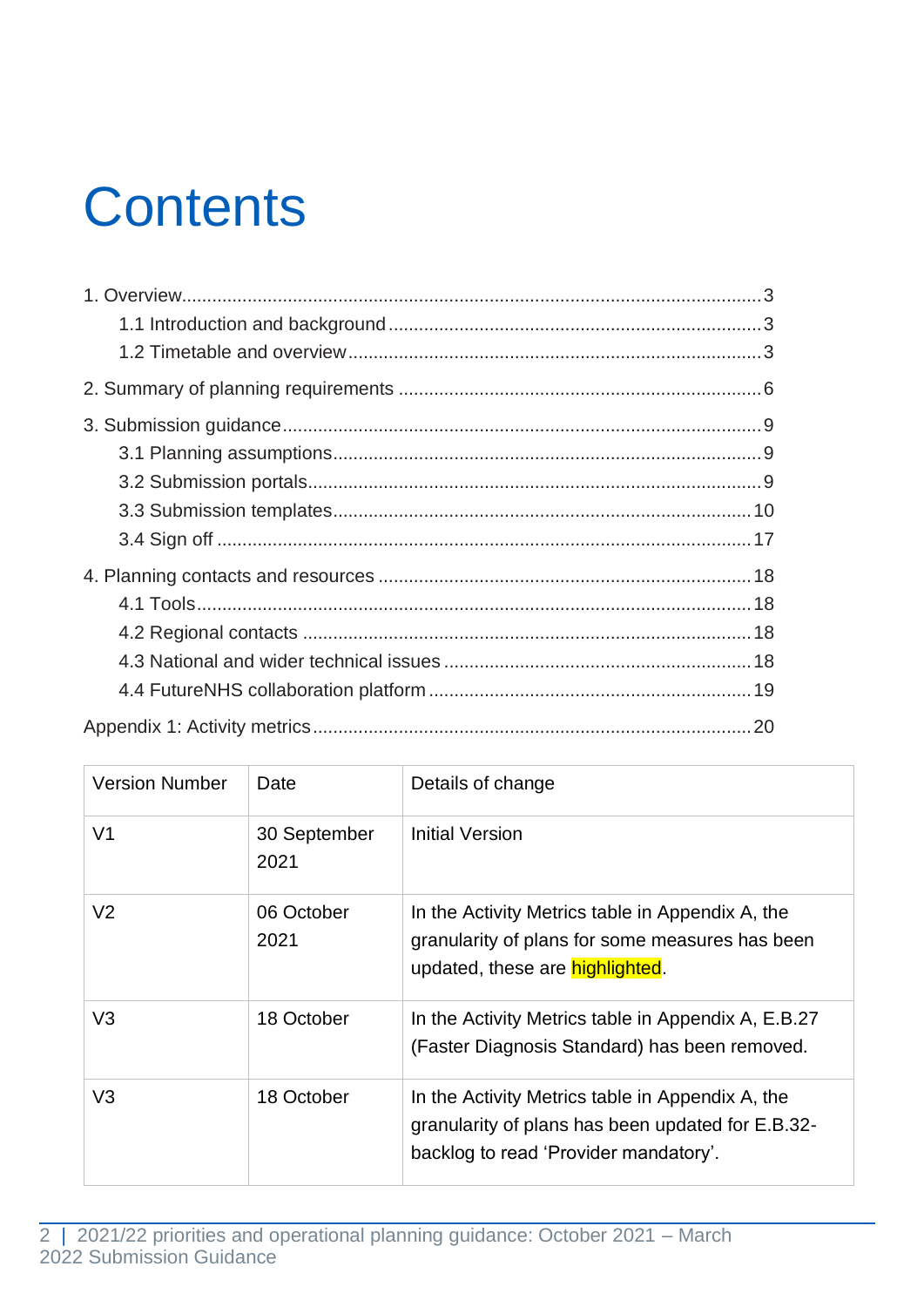# Contents

1. Overview....3
    - 1.1 Introduction and background....3
    - 1.2 Timetable and overview....3

2. Summary of planning requirements....6

3. Submission guidance....9
    - 3.1 Planning assumptions....9
    - 3.2 Submission portals....9
    - 3.3 Submission templates....10
    - 3.4 Sign off....17

4. Planning contacts and resources....18
    - 4.1 Tools....18
    - 4.2 Regional contacts....18
    - 4.3 National and wider technical issues....18
    - 4.4 FutureNHS collaboration platform....19

Appendix 1: Activity metrics....20

| Version Number | Date | Details of change |
|---|---|---|
| V1 | 30 September 2021 | Initial Version |
| V2 | 06 October 2021 | In the Activity Metrics table in Appendix A, the granularity of plans for some measures has been updated, these are highlighted. |
| V3 | 18 October | In the Activity Metrics table in Appendix A, E.B.27 (Faster Diagnosis Standard) has been removed. |
| V3 | 18 October | In the Activity Metrics table in Appendix A, the granularity of plans has been updated for E.B.32-backlog to read 'Provider mandatory'. |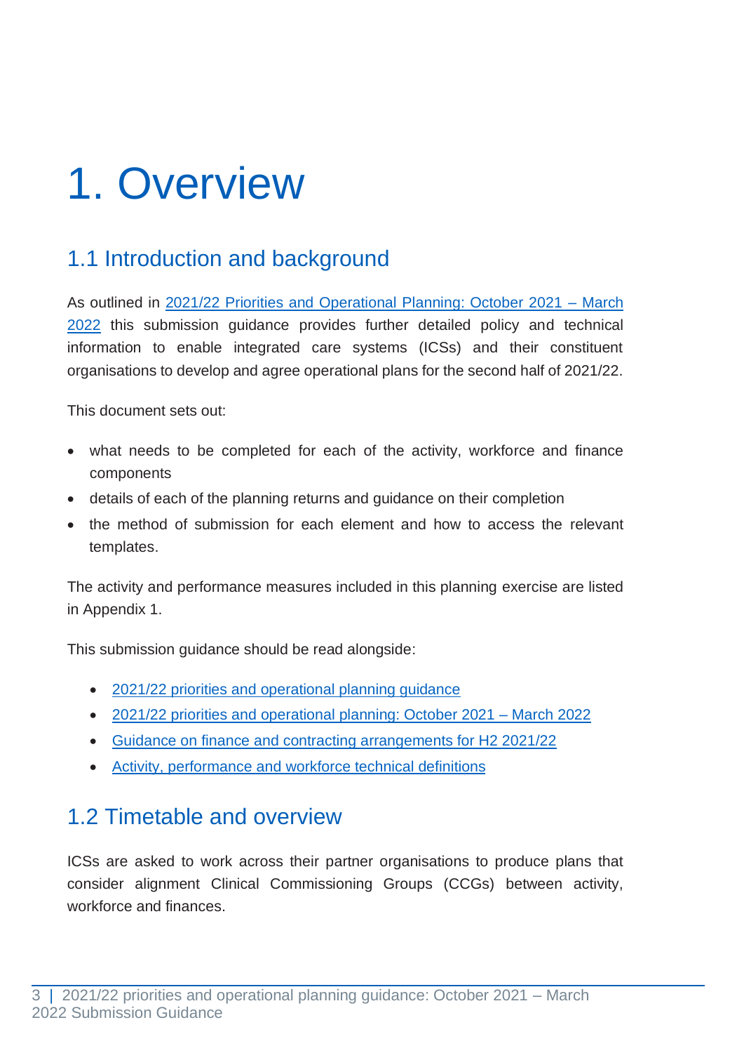# 1. Overview

## 1.1 Introduction and background

As outlined in [2021/22 Priorities and Operational Planning: October 2021 – March 2022] this submission guidance provides further detailed policy and technical information to enable integrated care systems (ICSs) and their constituent organisations to develop and agree operational plans for the second half of 2021/22.

This document sets out:

- what needs to be completed for each of the activity, workforce and finance components
- details of each of the planning returns and guidance on their completion
- the method of submission for each element and how to access the relevant templates.

The activity and performance measures included in this planning exercise are listed in Appendix 1.

This submission guidance should be read alongside:

- 2021/22 priorities and operational planning guidance
- 2021/22 priorities and operational planning: October 2021 – March 2022
- Guidance on finance and contracting arrangements for H2 2021/22
- Activity, performance and workforce technical definitions

## 1.2 Timetable and overview

ICSs are asked to work across their partner organisations to produce plans that consider alignment Clinical Commissioning Groups (CCGs) between activity, workforce and finances.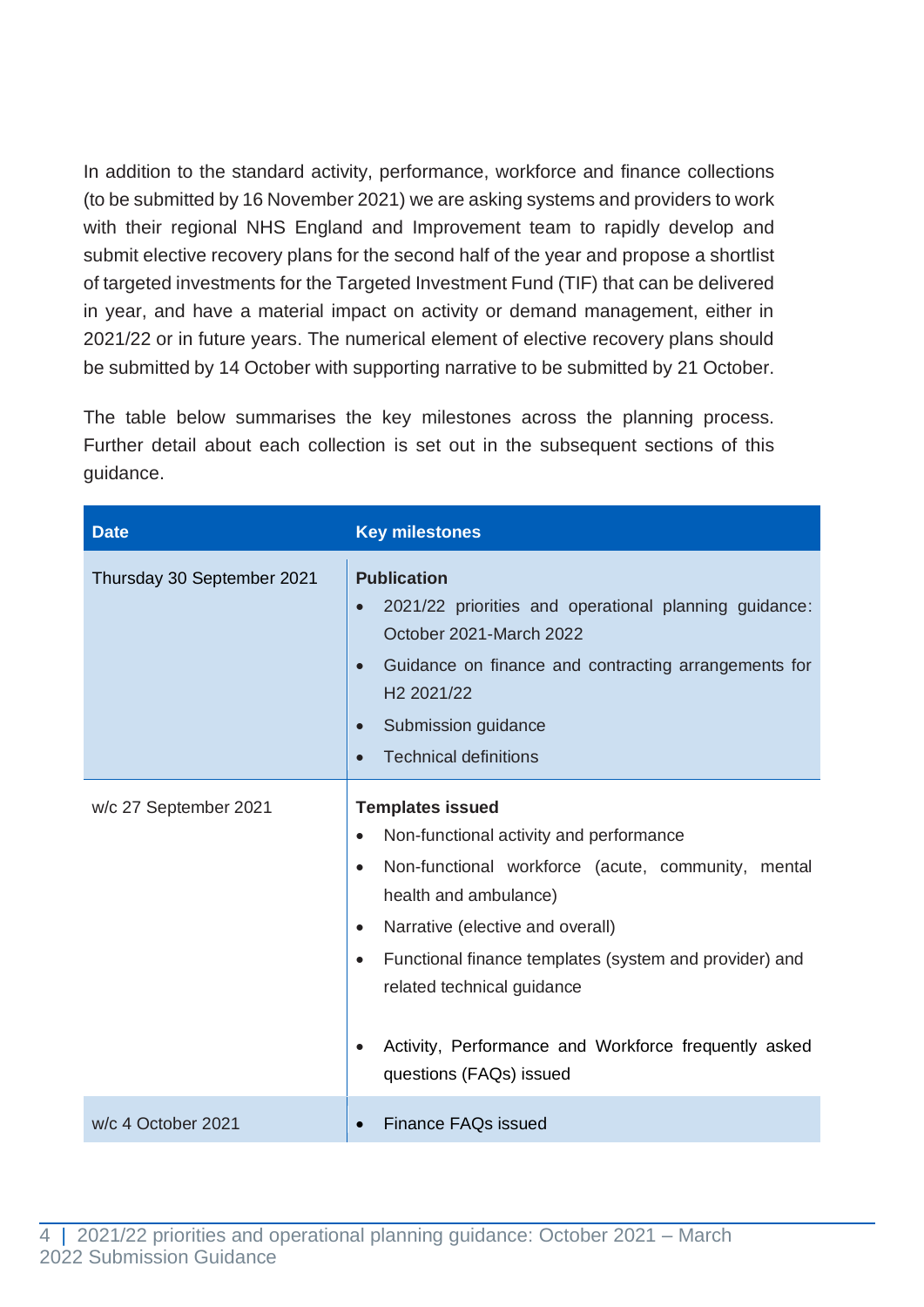In addition to the standard activity, performance, workforce and finance collections (to be submitted by 16 November 2021) we are asking systems and providers to work with their regional NHS England and Improvement team to rapidly develop and submit elective recovery plans for the second half of the year and propose a shortlist of targeted investments for the Targeted Investment Fund (TIF) that can be delivered in year, and have a material impact on activity or demand management, either in 2021/22 or in future years. The numerical element of elective recovery plans should be submitted by 14 October with supporting narrative to be submitted by 21 October.

The table below summarises the key milestones across the planning process. Further detail about each collection is set out in the subsequent sections of this guidance.

| Date | Key milestones |
| --- | --- |
| Thursday 30 September 2021 | **Publication**<br>• 2021/22 priorities and operational planning guidance: October 2021-March 2022<br>• Guidance on finance and contracting arrangements for H2 2021/22<br>• Submission guidance<br>• Technical definitions |
| w/c 27 September 2021 | **Templates issued**<br>• Non-functional activity and performance<br>• Non-functional workforce (acute, community, mental health and ambulance)<br>• Narrative (elective and overall)<br>• Functional finance templates (system and provider) and related technical guidance<br>• Activity, Performance and Workforce frequently asked questions (FAQs) issued |
| w/c 4 October 2021 | • Finance FAQs issued |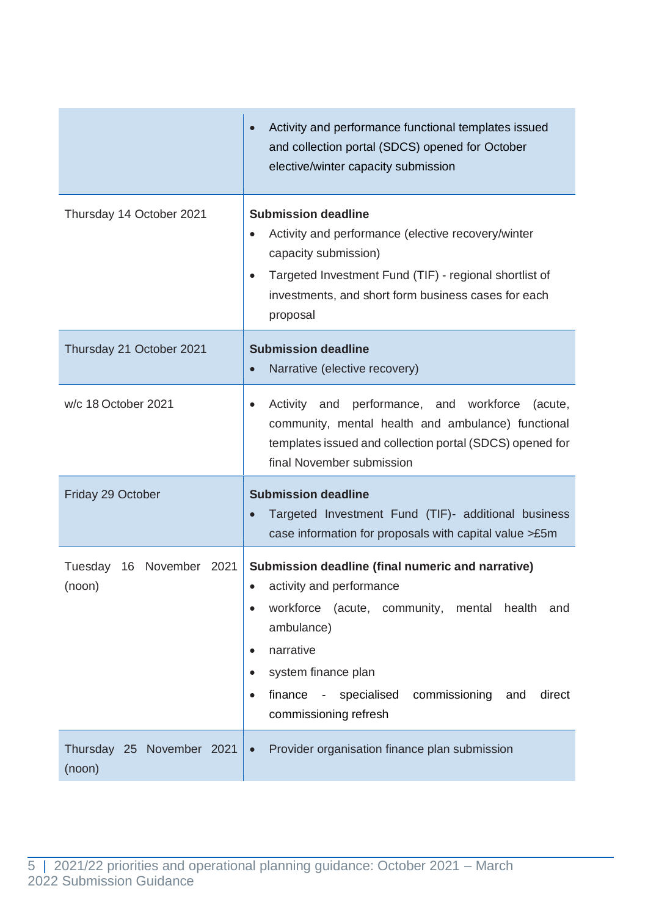| | |
|---|---|
| | • Activity and performance functional templates issued and collection portal (SDCS) opened for October elective/winter capacity submission |
| Thursday 14 October 2021 | **Submission deadline**<br>• Activity and performance (elective recovery/winter capacity submission)<br>• Targeted Investment Fund (TIF) - regional shortlist of investments, and short form business cases for each proposal |
| Thursday 21 October 2021 | **Submission deadline**<br>• Narrative (elective recovery) |
| w/c 18 October 2021 | • Activity and performance, and workforce (acute, community, mental health and ambulance) functional templates issued and collection portal (SDCS) opened for final November submission |
| Friday 29 October | **Submission deadline**<br>• Targeted Investment Fund (TIF)- additional business case information for proposals with capital value >£5m |
| Tuesday 16 November 2021 (noon) | **Submission deadline (final numeric and narrative)**<br>• activity and performance<br>• workforce (acute, community, mental health and ambulance)<br>• narrative<br>• system finance plan<br>• finance - specialised commissioning and direct commissioning refresh |
| Thursday 25 November 2021 (noon) | • Provider organisation finance plan submission |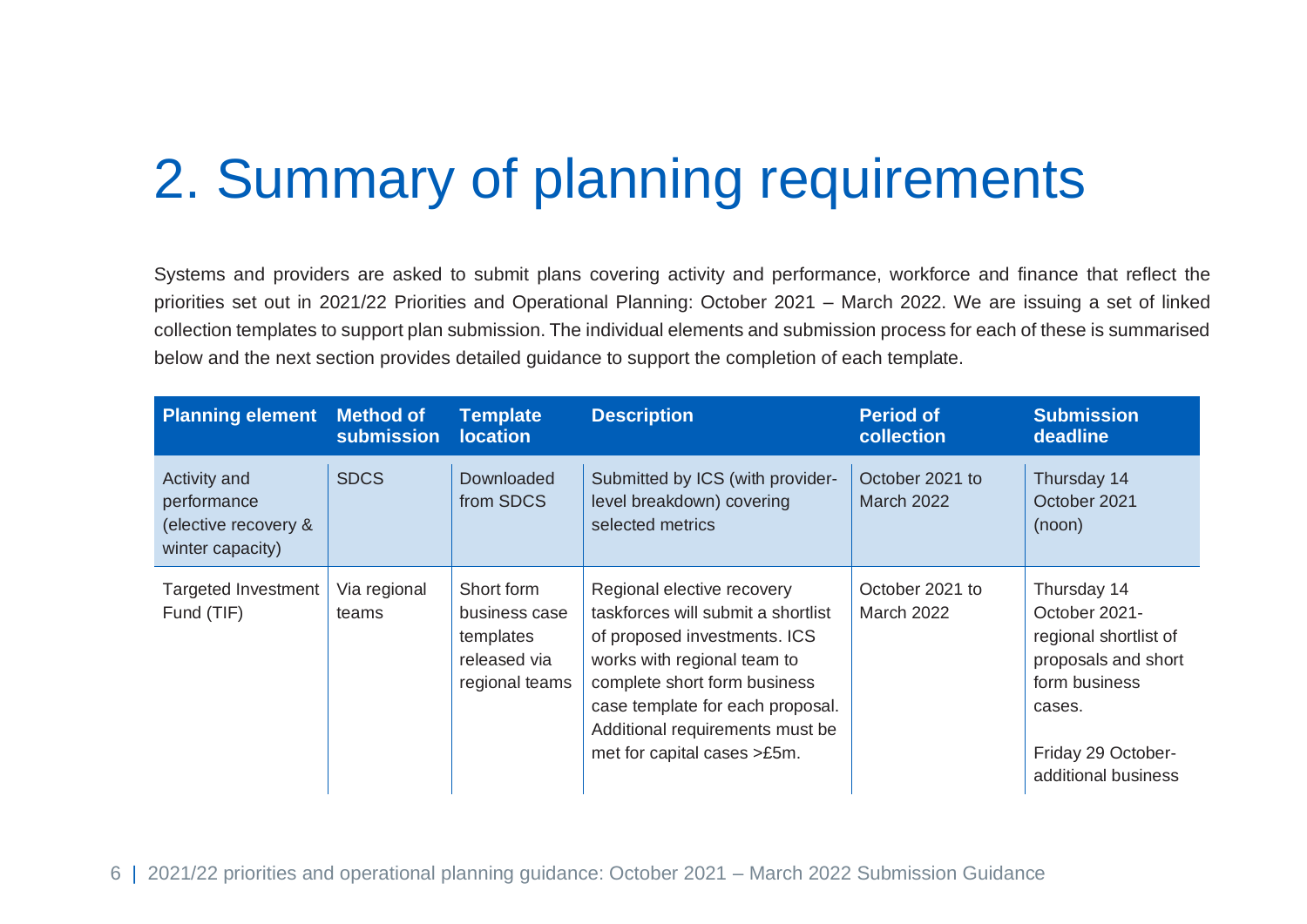# 2. Summary of planning requirements

Systems and providers are asked to submit plans covering activity and performance, workforce and finance that reflect the priorities set out in 2021/22 Priorities and Operational Planning: October 2021 – March 2022. We are issuing a set of linked collection templates to support plan submission. The individual elements and submission process for each of these is summarised below and the next section provides detailed guidance to support the completion of each template.

| Planning element | Method of submission | Template location | Description | Period of collection | Submission deadline |
|---|---|---|---|---|---|
| Activity and performance (elective recovery & winter capacity) | SDCS | Downloaded from SDCS | Submitted by ICS (with provider-level breakdown) covering selected metrics | October 2021 to March 2022 | Thursday 14 October 2021 (noon) |
| Targeted Investment Fund (TIF) | Via regional teams | Short form business case templates released via regional teams | Regional elective recovery taskforces will submit a shortlist of proposed investments. ICS works with regional team to complete short form business case template for each proposal. Additional requirements must be met for capital cases >£5m. | October 2021 to March 2022 | Thursday 14 October 2021- regional shortlist of proposals and short form business cases.<br><br>Friday 29 October- additional business |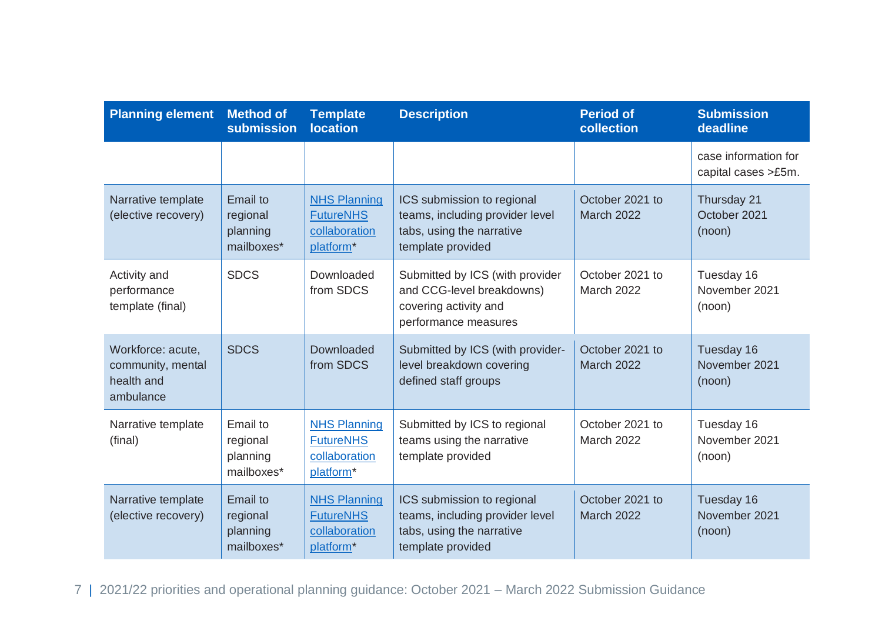| Planning element | Method of submission | Template location | Description | Period of collection | Submission deadline |
|---|---|---|---|---|---|
| | | | | | case information for capital cases >£5m. |
| Narrative template (elective recovery) | Email to regional planning mailboxes* | NHS Planning FutureNHS collaboration platform* | ICS submission to regional teams, including provider level tabs, using the narrative template provided | October 2021 to March 2022 | Thursday 21 October 2021 (noon) |
| Activity and performance template (final) | SDCS | Downloaded from SDCS | Submitted by ICS (with provider and CCG-level breakdowns) covering activity and performance measures | October 2021 to March 2022 | Tuesday 16 November 2021 (noon) |
| Workforce: acute, community, mental health and ambulance | SDCS | Downloaded from SDCS | Submitted by ICS (with provider-level breakdown covering defined staff groups | October 2021 to March 2022 | Tuesday 16 November 2021 (noon) |
| Narrative template (final) | Email to regional planning mailboxes* | NHS Planning FutureNHS collaboration platform* | Submitted by ICS to regional teams using the narrative template provided | October 2021 to March 2022 | Tuesday 16 November 2021 (noon) |
| Narrative template (elective recovery) | Email to regional planning mailboxes* | NHS Planning FutureNHS collaboration platform* | ICS submission to regional teams, including provider level tabs, using the narrative template provided | October 2021 to March 2022 | Tuesday 16 November 2021 (noon) |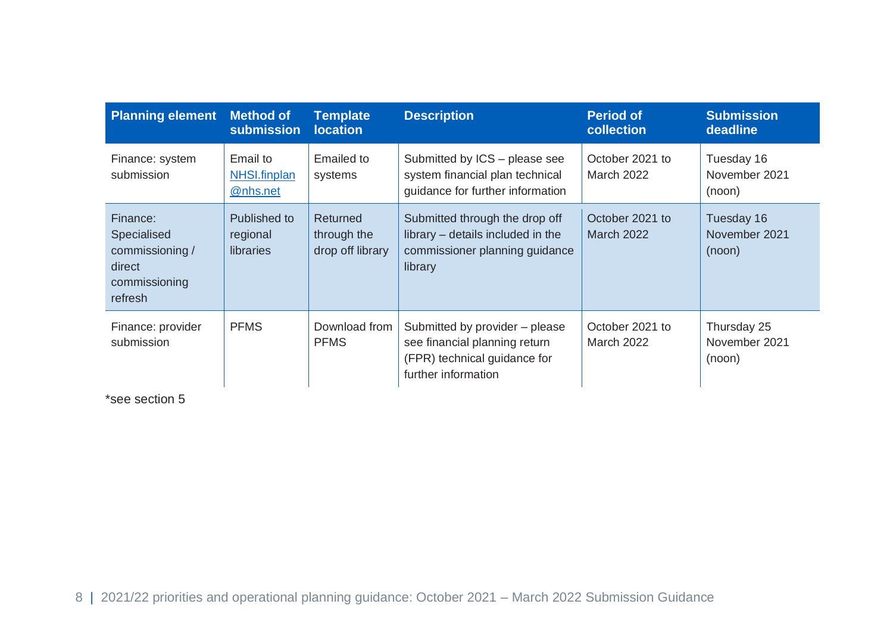| Planning element | Method of submission | Template location | Description | Period of collection | Submission deadline |
|---|---|---|---|---|---|
| Finance: system submission | Email to NHSI.finplan@nhs.net | Emailed to systems | Submitted by ICS – please see system financial plan technical guidance for further information | October 2021 to March 2022 | Tuesday 16 November 2021 (noon) |
| Finance: Specialised commissioning / direct commissioning refresh | Published to regional libraries | Returned through the drop off library | Submitted through the drop off library – details included in the commissioner planning guidance library | October 2021 to March 2022 | Tuesday 16 November 2021 (noon) |
| Finance: provider submission | PFMS | Download from PFMS | Submitted by provider – please see financial planning return (FPR) technical guidance for further information | October 2021 to March 2022 | Thursday 25 November 2021 (noon) |

*see section 5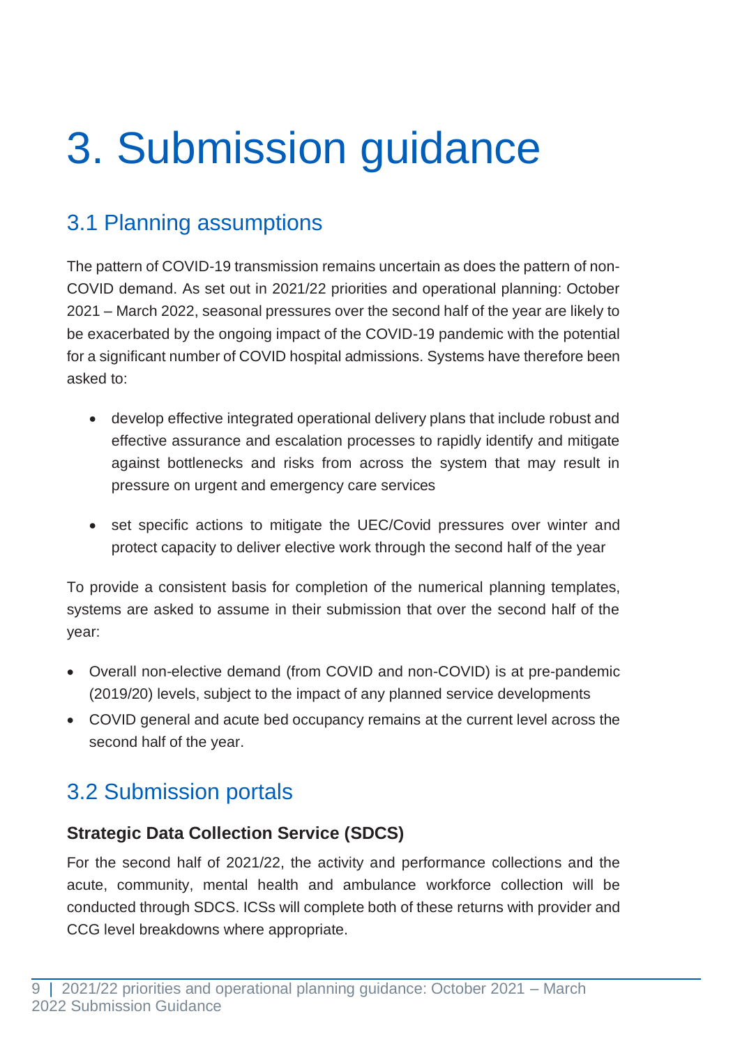# 3. Submission guidance

## 3.1 Planning assumptions

The pattern of COVID-19 transmission remains uncertain as does the pattern of non-COVID demand. As set out in 2021/22 priorities and operational planning: October 2021 – March 2022, seasonal pressures over the second half of the year are likely to be exacerbated by the ongoing impact of the COVID-19 pandemic with the potential for a significant number of COVID hospital admissions. Systems have therefore been asked to:

- develop effective integrated operational delivery plans that include robust and effective assurance and escalation processes to rapidly identify and mitigate against bottlenecks and risks from across the system that may result in pressure on urgent and emergency care services
- set specific actions to mitigate the UEC/Covid pressures over winter and protect capacity to deliver elective work through the second half of the year

To provide a consistent basis for completion of the numerical planning templates, systems are asked to assume in their submission that over the second half of the year:

- Overall non-elective demand (from COVID and non-COVID) is at pre-pandemic (2019/20) levels, subject to the impact of any planned service developments
- COVID general and acute bed occupancy remains at the current level across the second half of the year.

## 3.2 Submission portals

### Strategic Data Collection Service (SDCS)

For the second half of 2021/22, the activity and performance collections and the acute, community, mental health and ambulance workforce collection will be conducted through SDCS. ICSs will complete both of these returns with provider and CCG level breakdowns where appropriate.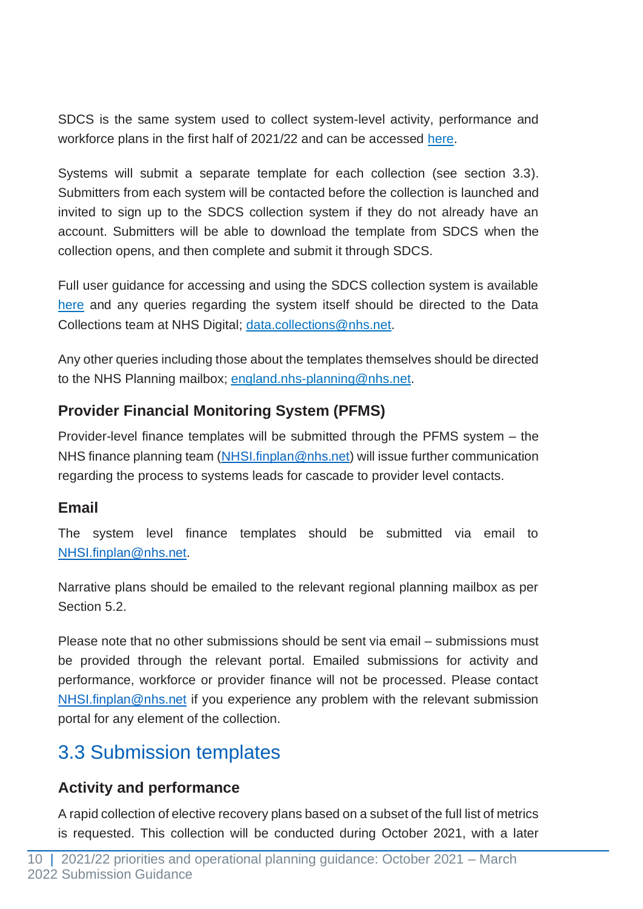SDCS is the same system used to collect system-level activity, performance and workforce plans in the first half of 2021/22 and can be accessed here.

Systems will submit a separate template for each collection (see section 3.3). Submitters from each system will be contacted before the collection is launched and invited to sign up to the SDCS collection system if they do not already have an account. Submitters will be able to download the template from SDCS when the collection opens, and then complete and submit it through SDCS.

Full user guidance for accessing and using the SDCS collection system is available here and any queries regarding the system itself should be directed to the Data Collections team at NHS Digital; data.collections@nhs.net.

Any other queries including those about the templates themselves should be directed to the NHS Planning mailbox; england.nhs-planning@nhs.net.

### Provider Financial Monitoring System (PFMS)

Provider-level finance templates will be submitted through the PFMS system – the NHS finance planning team (NHSI.finplan@nhs.net) will issue further communication regarding the process to systems leads for cascade to provider level contacts.

### Email

The system level finance templates should be submitted via email to NHSI.finplan@nhs.net.

Narrative plans should be emailed to the relevant regional planning mailbox as per Section 5.2.

Please note that no other submissions should be sent via email – submissions must be provided through the relevant portal. Emailed submissions for activity and performance, workforce or provider finance will not be processed. Please contact NHSI.finplan@nhs.net if you experience any problem with the relevant submission portal for any element of the collection.

## 3.3 Submission templates

### Activity and performance

A rapid collection of elective recovery plans based on a subset of the full list of metrics is requested. This collection will be conducted during October 2021, with a later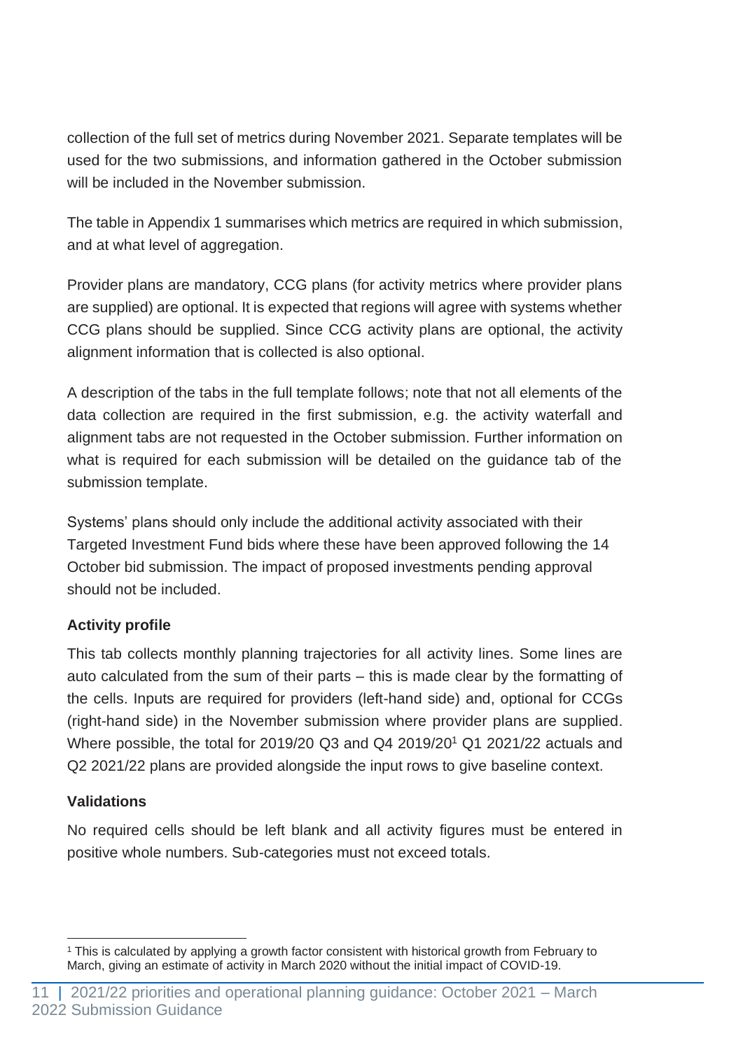collection of the full set of metrics during November 2021. Separate templates will be used for the two submissions, and information gathered in the October submission will be included in the November submission.

The table in Appendix 1 summarises which metrics are required in which submission, and at what level of aggregation.

Provider plans are mandatory, CCG plans (for activity metrics where provider plans are supplied) are optional. It is expected that regions will agree with systems whether CCG plans should be supplied. Since CCG activity plans are optional, the activity alignment information that is collected is also optional.

A description of the tabs in the full template follows; note that not all elements of the data collection are required in the first submission, e.g. the activity waterfall and alignment tabs are not requested in the October submission. Further information on what is required for each submission will be detailed on the guidance tab of the submission template.

Systems' plans should only include the additional activity associated with their Targeted Investment Fund bids where these have been approved following the 14 October bid submission. The impact of proposed investments pending approval should not be included.

**Activity profile**

This tab collects monthly planning trajectories for all activity lines. Some lines are auto calculated from the sum of their parts – this is made clear by the formatting of the cells. Inputs are required for providers (left-hand side) and, optional for CCGs (right-hand side) in the November submission where provider plans are supplied. Where possible, the total for 2019/20 Q3 and Q4 2019/20[1] Q1 2021/22 actuals and Q2 2021/22 plans are provided alongside the input rows to give baseline context.

**Validations**

No required cells should be left blank and all activity figures must be entered in positive whole numbers. Sub-categories must not exceed totals.

[1] This is calculated by applying a growth factor consistent with historical growth from February to March, giving an estimate of activity in March 2020 without the initial impact of COVID-19.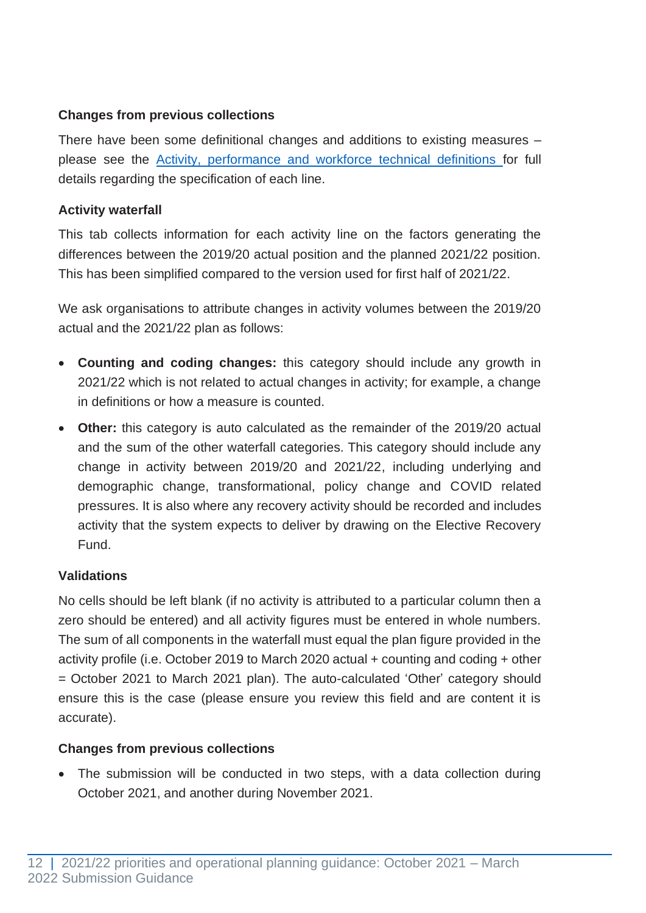### Changes from previous collections

There have been some definitional changes and additions to existing measures – please see the [Activity, performance and workforce technical definitions](#) for full details regarding the specification of each line.

### Activity waterfall

This tab collects information for each activity line on the factors generating the differences between the 2019/20 actual position and the planned 2021/22 position. This has been simplified compared to the version used for first half of 2021/22.

We ask organisations to attribute changes in activity volumes between the 2019/20 actual and the 2021/22 plan as follows:

- **Counting and coding changes:** this category should include any growth in 2021/22 which is not related to actual changes in activity; for example, a change in definitions or how a measure is counted.
- **Other:** this category is auto calculated as the remainder of the 2019/20 actual and the sum of the other waterfall categories. This category should include any change in activity between 2019/20 and 2021/22, including underlying and demographic change, transformational, policy change and COVID related pressures. It is also where any recovery activity should be recorded and includes activity that the system expects to deliver by drawing on the Elective Recovery Fund.

### Validations

No cells should be left blank (if no activity is attributed to a particular column then a zero should be entered) and all activity figures must be entered in whole numbers. The sum of all components in the waterfall must equal the plan figure provided in the activity profile (i.e. October 2019 to March 2020 actual + counting and coding + other = October 2021 to March 2021 plan). The auto-calculated 'Other' category should ensure this is the case (please ensure you review this field and are content it is accurate).

### Changes from previous collections

- The submission will be conducted in two steps, with a data collection during October 2021, and another during November 2021.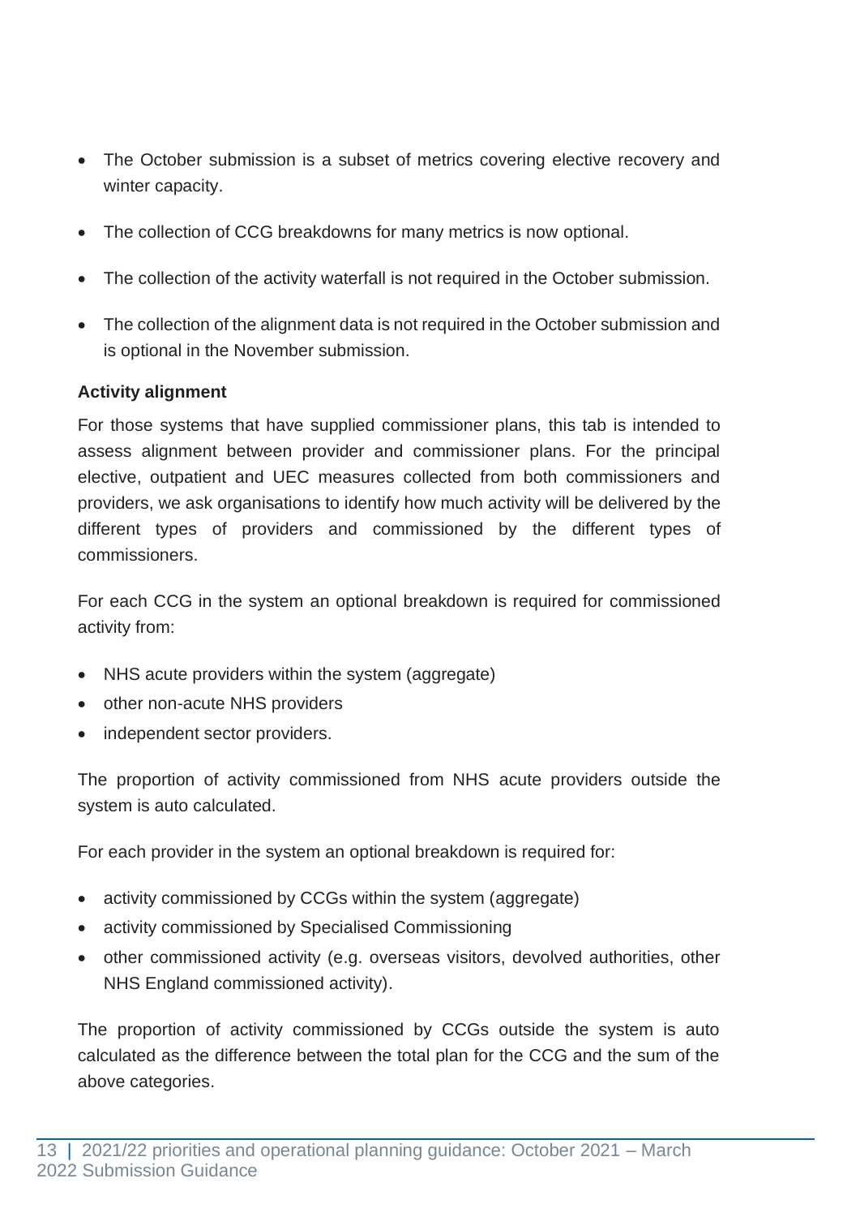- The October submission is a subset of metrics covering elective recovery and winter capacity.
- The collection of CCG breakdowns for many metrics is now optional.
- The collection of the activity waterfall is not required in the October submission.
- The collection of the alignment data is not required in the October submission and is optional in the November submission.

**Activity alignment**

For those systems that have supplied commissioner plans, this tab is intended to assess alignment between provider and commissioner plans. For the principal elective, outpatient and UEC measures collected from both commissioners and providers, we ask organisations to identify how much activity will be delivered by the different types of providers and commissioned by the different types of commissioners.

For each CCG in the system an optional breakdown is required for commissioned activity from:

- NHS acute providers within the system (aggregate)
- other non-acute NHS providers
- independent sector providers.

The proportion of activity commissioned from NHS acute providers outside the system is auto calculated.

For each provider in the system an optional breakdown is required for:

- activity commissioned by CCGs within the system (aggregate)
- activity commissioned by Specialised Commissioning
- other commissioned activity (e.g. overseas visitors, devolved authorities, other NHS England commissioned activity).

The proportion of activity commissioned by CCGs outside the system is auto calculated as the difference between the total plan for the CCG and the sum of the above categories.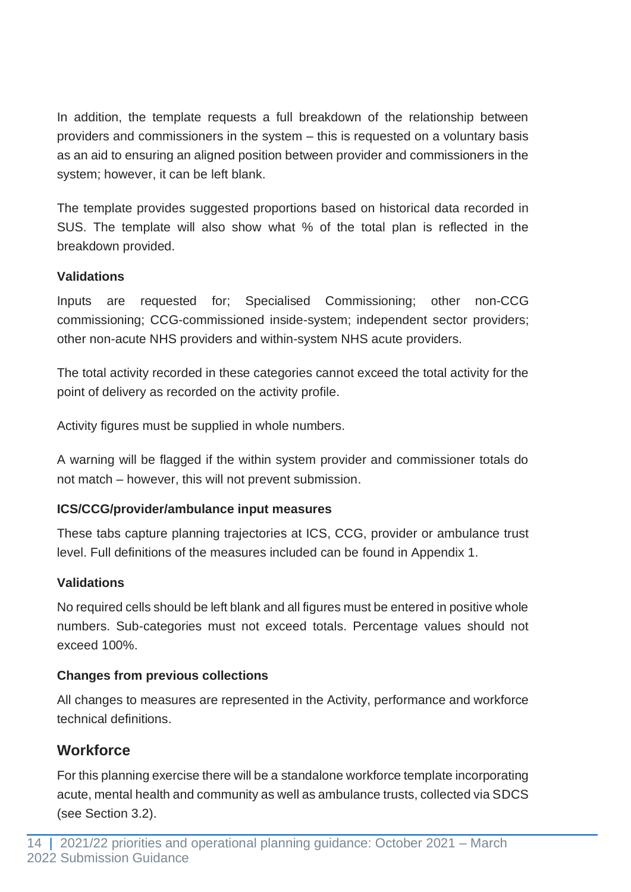In addition, the template requests a full breakdown of the relationship between providers and commissioners in the system – this is requested on a voluntary basis as an aid to ensuring an aligned position between provider and commissioners in the system; however, it can be left blank.

The template provides suggested proportions based on historical data recorded in SUS. The template will also show what % of the total plan is reflected in the breakdown provided.

#### Validations

Inputs are requested for; Specialised Commissioning; other non-CCG commissioning; CCG-commissioned inside-system; independent sector providers; other non-acute NHS providers and within-system NHS acute providers.

The total activity recorded in these categories cannot exceed the total activity for the point of delivery as recorded on the activity profile.

Activity figures must be supplied in whole numbers.

A warning will be flagged if the within system provider and commissioner totals do not match – however, this will not prevent submission.

#### ICS/CCG/provider/ambulance input measures

These tabs capture planning trajectories at ICS, CCG, provider or ambulance trust level. Full definitions of the measures included can be found in Appendix 1.

#### Validations

No required cells should be left blank and all figures must be entered in positive whole numbers. Sub-categories must not exceed totals. Percentage values should not exceed 100%.

#### Changes from previous collections

All changes to measures are represented in the Activity, performance and workforce technical definitions.

### Workforce

For this planning exercise there will be a standalone workforce template incorporating acute, mental health and community as well as ambulance trusts, collected via SDCS (see Section 3.2).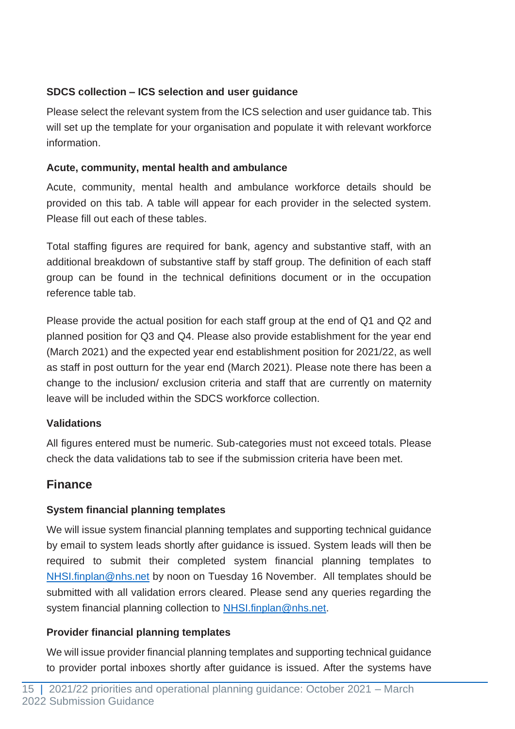### SDCS collection – ICS selection and user guidance

Please select the relevant system from the ICS selection and user guidance tab. This will set up the template for your organisation and populate it with relevant workforce information.

### Acute, community, mental health and ambulance

Acute, community, mental health and ambulance workforce details should be provided on this tab. A table will appear for each provider in the selected system. Please fill out each of these tables.

Total staffing figures are required for bank, agency and substantive staff, with an additional breakdown of substantive staff by staff group. The definition of each staff group can be found in the technical definitions document or in the occupation reference table tab.

Please provide the actual position for each staff group at the end of Q1 and Q2 and planned position for Q3 and Q4. Please also provide establishment for the year end (March 2021) and the expected year end establishment position for 2021/22, as well as staff in post outturn for the year end (March 2021). Please note there has been a change to the inclusion/ exclusion criteria and staff that are currently on maternity leave will be included within the SDCS workforce collection.

### Validations

All figures entered must be numeric. Sub-categories must not exceed totals. Please check the data validations tab to see if the submission criteria have been met.

## Finance

### System financial planning templates

We will issue system financial planning templates and supporting technical guidance by email to system leads shortly after guidance is issued. System leads will then be required to submit their completed system financial planning templates to NHSI.finplan@nhs.net by noon on Tuesday 16 November. All templates should be submitted with all validation errors cleared. Please send any queries regarding the system financial planning collection to NHSI.finplan@nhs.net.

### Provider financial planning templates

We will issue provider financial planning templates and supporting technical guidance to provider portal inboxes shortly after guidance is issued. After the systems have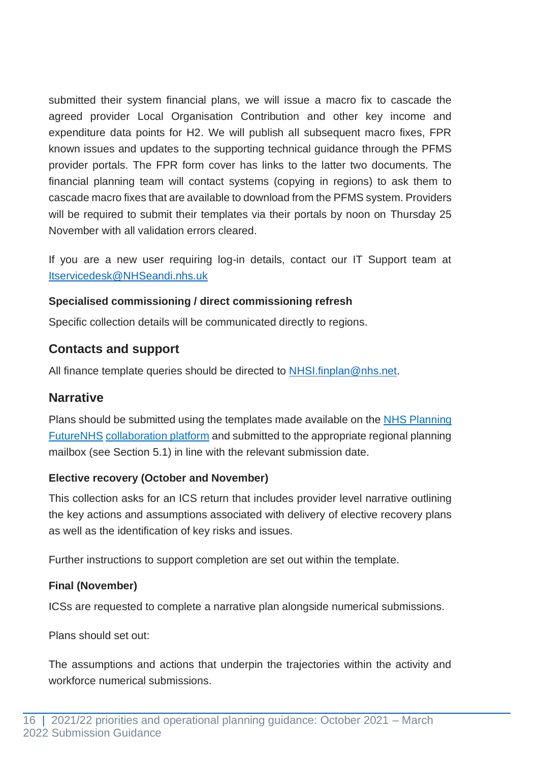submitted their system financial plans, we will issue a macro fix to cascade the agreed provider Local Organisation Contribution and other key income and expenditure data points for H2. We will publish all subsequent macro fixes, FPR known issues and updates to the supporting technical guidance through the PFMS provider portals. The FPR form cover has links to the latter two documents. The financial planning team will contact systems (copying in regions) to ask them to cascade macro fixes that are available to download from the PFMS system. Providers will be required to submit their templates via their portals by noon on Thursday 25 November with all validation errors cleared.

If you are a new user requiring log-in details, contact our IT Support team at [Itservicedesk@NHSeandi.nhs.uk](mailto:Itservicedesk@NHSeandi.nhs.uk)

#### Specialised commissioning / direct commissioning refresh

Specific collection details will be communicated directly to regions.

### Contacts and support

All finance template queries should be directed to [NHSI.finplan@nhs.net](mailto:NHSI.finplan@nhs.net).

### Narrative

Plans should be submitted using the templates made available on the NHS Planning FutureNHS collaboration platform and submitted to the appropriate regional planning mailbox (see Section 5.1) in line with the relevant submission date.

#### Elective recovery (October and November)

This collection asks for an ICS return that includes provider level narrative outlining the key actions and assumptions associated with delivery of elective recovery plans as well as the identification of key risks and issues.

Further instructions to support completion are set out within the template.

#### Final (November)

ICSs are requested to complete a narrative plan alongside numerical submissions.

Plans should set out:

The assumptions and actions that underpin the trajectories within the activity and workforce numerical submissions.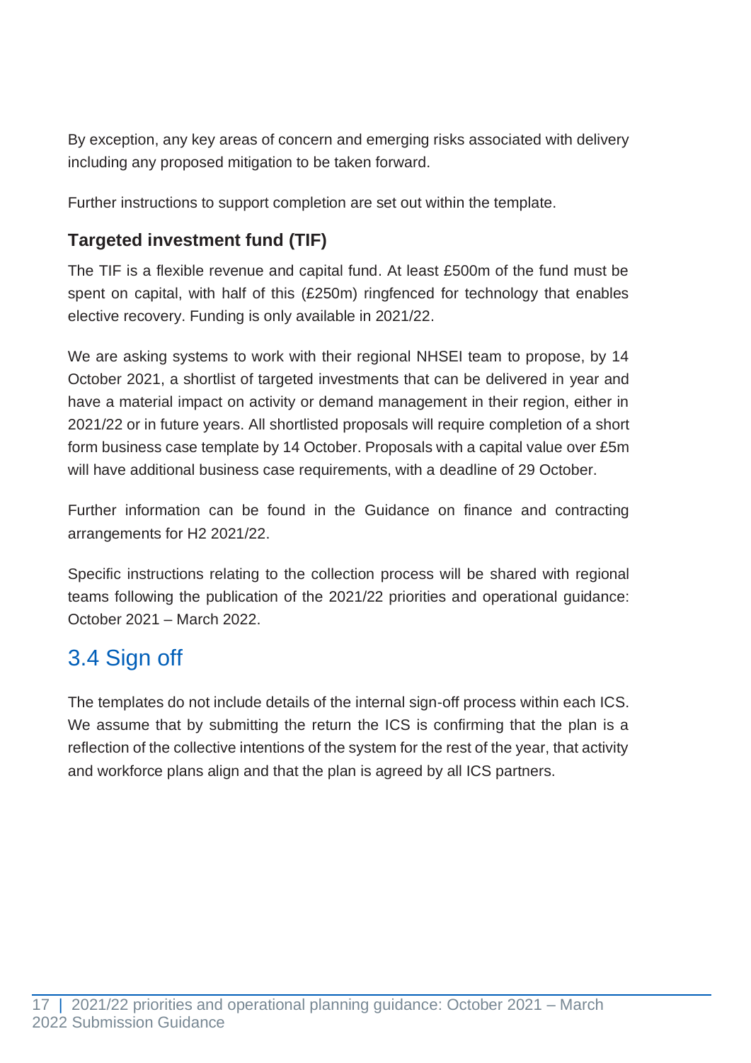By exception, any key areas of concern and emerging risks associated with delivery including any proposed mitigation to be taken forward.

Further instructions to support completion are set out within the template.

### Targeted investment fund (TIF)

The TIF is a flexible revenue and capital fund. At least £500m of the fund must be spent on capital, with half of this (£250m) ringfenced for technology that enables elective recovery. Funding is only available in 2021/22.

We are asking systems to work with their regional NHSEI team to propose, by 14 October 2021, a shortlist of targeted investments that can be delivered in year and have a material impact on activity or demand management in their region, either in 2021/22 or in future years. All shortlisted proposals will require completion of a short form business case template by 14 October. Proposals with a capital value over £5m will have additional business case requirements, with a deadline of 29 October.

Further information can be found in the Guidance on finance and contracting arrangements for H2 2021/22.

Specific instructions relating to the collection process will be shared with regional teams following the publication of the 2021/22 priorities and operational guidance: October 2021 – March 2022.

## 3.4 Sign off

The templates do not include details of the internal sign-off process within each ICS. We assume that by submitting the return the ICS is confirming that the plan is a reflection of the collective intentions of the system for the rest of the year, that activity and workforce plans align and that the plan is agreed by all ICS partners.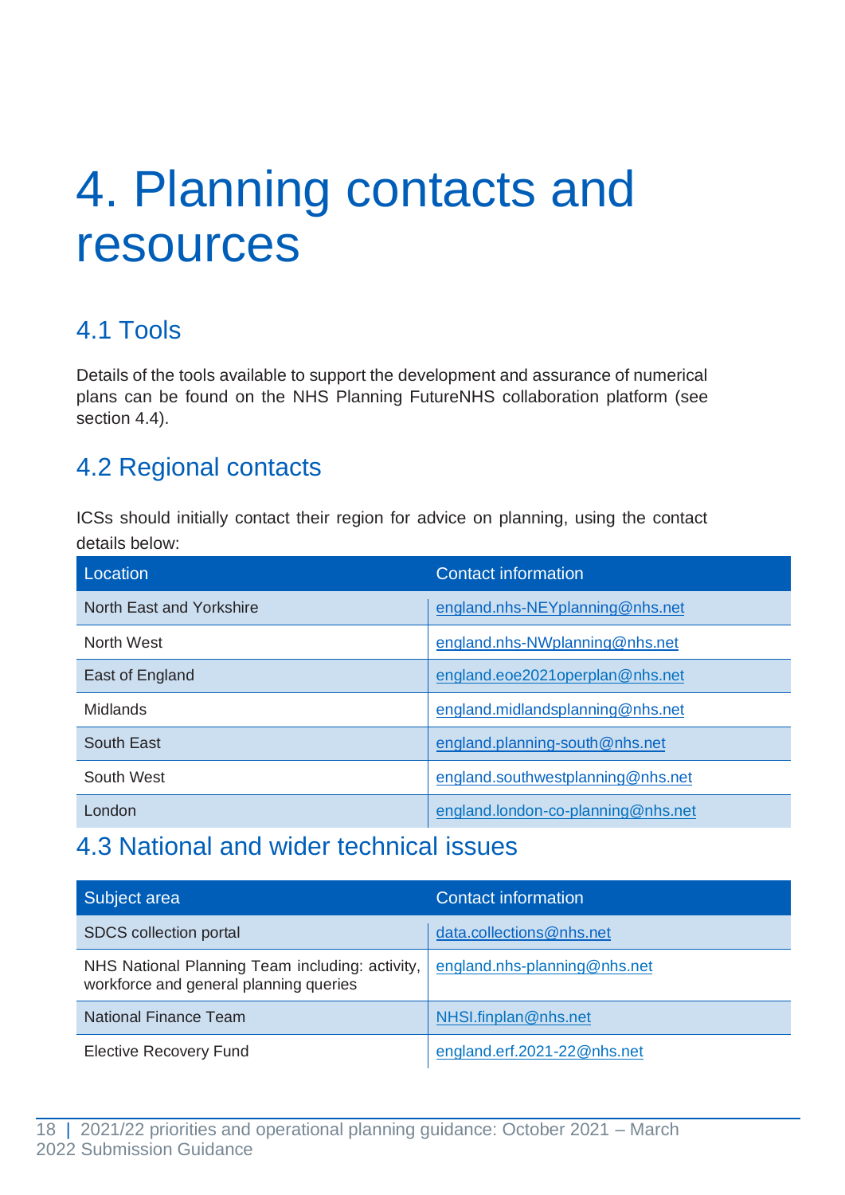# 4. Planning contacts and resources

## 4.1 Tools

Details of the tools available to support the development and assurance of numerical plans can be found on the NHS Planning FutureNHS collaboration platform (see section 4.4).

## 4.2 Regional contacts

ICSs should initially contact their region for advice on planning, using the contact details below:

| Location | Contact information |
|---|---|
| North East and Yorkshire | england.nhs-NEYplanning@nhs.net |
| North West | england.nhs-NWplanning@nhs.net |
| East of England | england.eoe2021operplan@nhs.net |
| Midlands | england.midlandsplanning@nhs.net |
| South East | england.planning-south@nhs.net |
| South West | england.southwestplanning@nhs.net |
| London | england.london-co-planning@nhs.net |

## 4.3 National and wider technical issues

| Subject area | Contact information |
|---|---|
| SDCS collection portal | data.collections@nhs.net |
| NHS National Planning Team including: activity, workforce and general planning queries | england.nhs-planning@nhs.net |
| National Finance Team | NHSI.finplan@nhs.net |
| Elective Recovery Fund | england.erf.2021-22@nhs.net |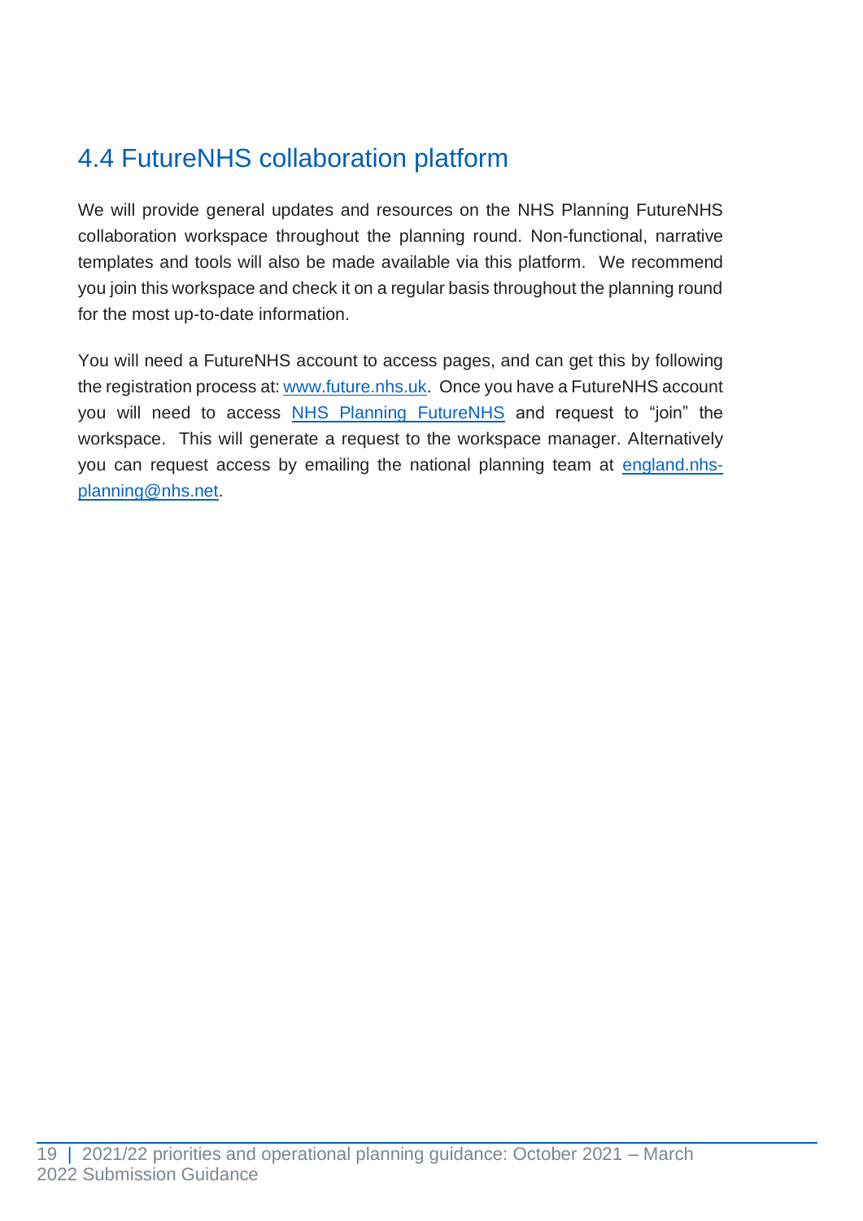## 4.4 FutureNHS collaboration platform

We will provide general updates and resources on the NHS Planning FutureNHS collaboration workspace throughout the planning round. Non-functional, narrative templates and tools will also be made available via this platform. We recommend you join this workspace and check it on a regular basis throughout the planning round for the most up-to-date information.

You will need a FutureNHS account to access pages, and can get this by following the registration process at: [www.future.nhs.uk](www.future.nhs.uk). Once you have a FutureNHS account you will need to access NHS Planning FutureNHS and request to "join" the workspace. This will generate a request to the workspace manager. Alternatively you can request access by emailing the national planning team at [england.nhs-planning@nhs.net](mailto:england.nhs-planning@nhs.net).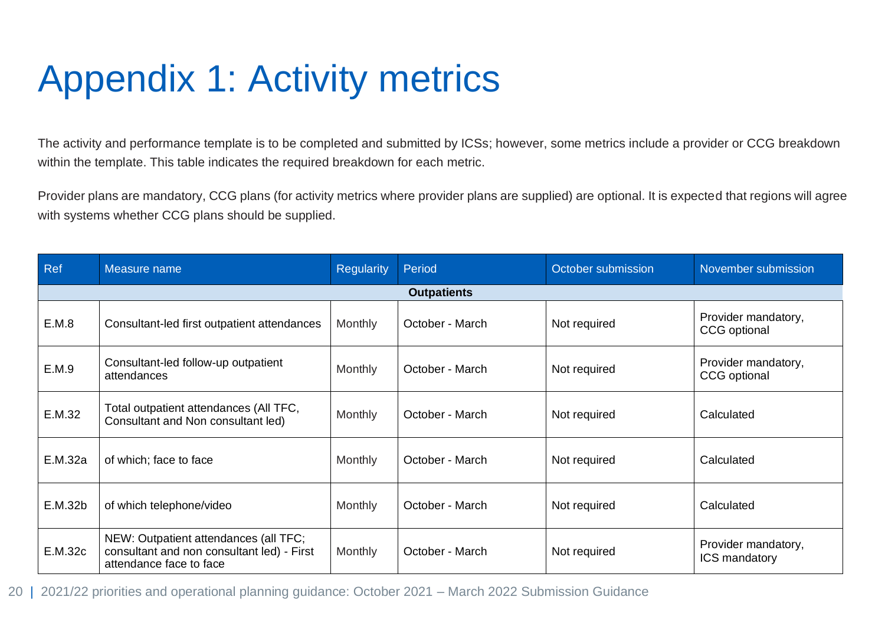# Appendix 1: Activity metrics

The activity and performance template is to be completed and submitted by ICSs; however, some metrics include a provider or CCG breakdown within the template. This table indicates the required breakdown for each metric.

Provider plans are mandatory, CCG plans (for activity metrics where provider plans are supplied) are optional. It is expected that regions will agree with systems whether CCG plans should be supplied.

| Ref | Measure name | Regularity | Period | October submission | November submission |
|---|---|---|---|---|---|
| **Outpatients** | | | | | |
| E.M.8 | Consultant-led first outpatient attendances | Monthly | October - March | Not required | Provider mandatory, CCG optional |
| E.M.9 | Consultant-led follow-up outpatient attendances | Monthly | October - March | Not required | Provider mandatory, CCG optional |
| E.M.32 | Total outpatient attendances (All TFC, Consultant and Non consultant led) | Monthly | October - March | Not required | Calculated |
| E.M.32a | of which; face to face | Monthly | October - March | Not required | Calculated |
| E.M.32b | of which telephone/video | Monthly | October - March | Not required | Calculated |
| E.M.32c | NEW: Outpatient attendances (all TFC; consultant and non consultant led) - First attendance face to face | Monthly | October - March | Not required | Provider mandatory, ICS mandatory |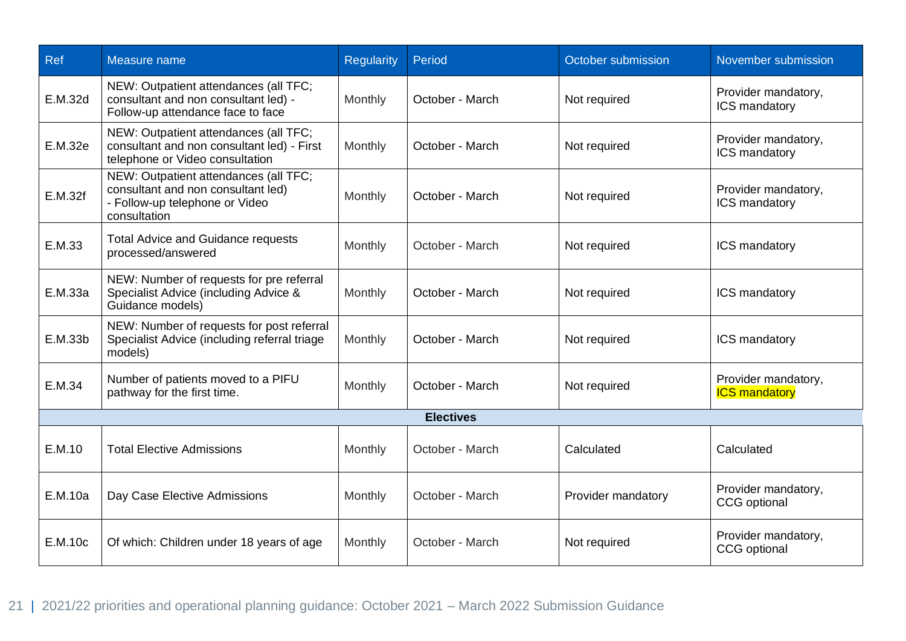| Ref | Measure name | Regularity | Period | October submission | November submission |
|---|---|---|---|---|---|
| E.M.32d | NEW: Outpatient attendances (all TFC; consultant and non consultant led) - Follow-up attendance face to face | Monthly | October - March | Not required | Provider mandatory, ICS mandatory |
| E.M.32e | NEW: Outpatient attendances (all TFC; consultant and non consultant led) - First telephone or Video consultation | Monthly | October - March | Not required | Provider mandatory, ICS mandatory |
| E.M.32f | NEW: Outpatient attendances (all TFC; consultant and non consultant led) - Follow-up telephone or Video consultation | Monthly | October - March | Not required | Provider mandatory, ICS mandatory |
| E.M.33 | Total Advice and Guidance requests processed/answered | Monthly | October - March | Not required | ICS mandatory |
| E.M.33a | NEW: Number of requests for pre referral Specialist Advice (including Advice & Guidance models) | Monthly | October - March | Not required | ICS mandatory |
| E.M.33b | NEW: Number of requests for post referral Specialist Advice (including referral triage models) | Monthly | October - March | Not required | ICS mandatory |
| E.M.34 | Number of patients moved to a PIFU pathway for the first time. | Monthly | October - March | Not required | Provider mandatory, ICS mandatory |
| **Electives** | | | | | |
| E.M.10 | Total Elective Admissions | Monthly | October - March | Calculated | Calculated |
| E.M.10a | Day Case Elective Admissions | Monthly | October - March | Provider mandatory | Provider mandatory, CCG optional |
| E.M.10c | Of which: Children under 18 years of age | Monthly | October - March | Not required | Provider mandatory, CCG optional |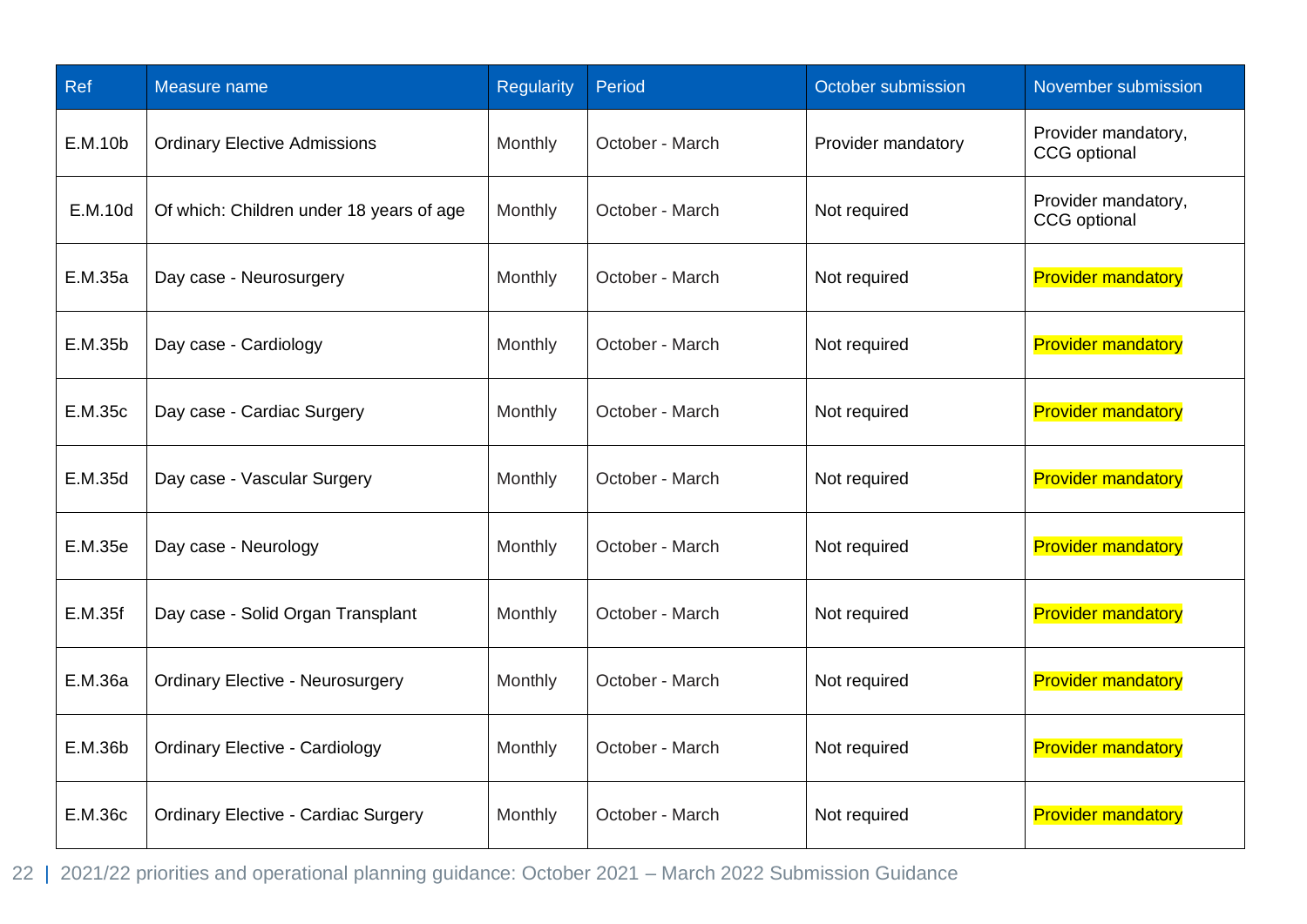| Ref | Measure name | Regularity | Period | October submission | November submission |
|---|---|---|---|---|---|
| E.M.10b | Ordinary Elective Admissions | Monthly | October - March | Provider mandatory | Provider mandatory, CCG optional |
| E.M.10d | Of which: Children under 18 years of age | Monthly | October - March | Not required | Provider mandatory, CCG optional |
| E.M.35a | Day case - Neurosurgery | Monthly | October - March | Not required | Provider mandatory |
| E.M.35b | Day case - Cardiology | Monthly | October - March | Not required | Provider mandatory |
| E.M.35c | Day case - Cardiac Surgery | Monthly | October - March | Not required | Provider mandatory |
| E.M.35d | Day case - Vascular Surgery | Monthly | October - March | Not required | Provider mandatory |
| E.M.35e | Day case - Neurology | Monthly | October - March | Not required | Provider mandatory |
| E.M.35f | Day case - Solid Organ Transplant | Monthly | October - March | Not required | Provider mandatory |
| E.M.36a | Ordinary Elective - Neurosurgery | Monthly | October - March | Not required | Provider mandatory |
| E.M.36b | Ordinary Elective - Cardiology | Monthly | October - March | Not required | Provider mandatory |
| E.M.36c | Ordinary Elective - Cardiac Surgery | Monthly | October - March | Not required | Provider mandatory |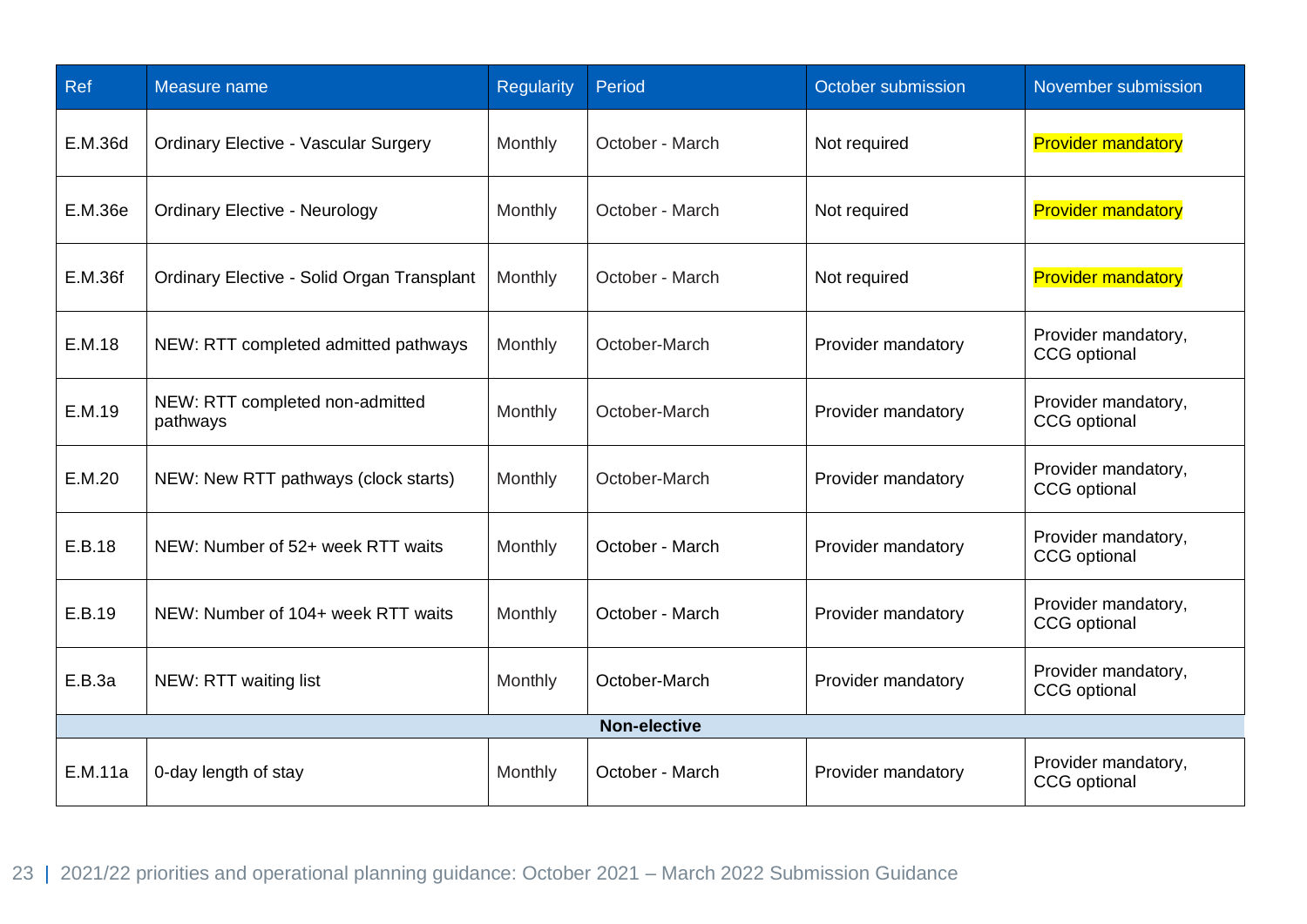| Ref | Measure name | Regularity | Period | October submission | November submission |
|---|---|---|---|---|---|
| E.M.36d | Ordinary Elective - Vascular Surgery | Monthly | October - March | Not required | Provider mandatory |
| E.M.36e | Ordinary Elective - Neurology | Monthly | October - March | Not required | Provider mandatory |
| E.M.36f | Ordinary Elective - Solid Organ Transplant | Monthly | October - March | Not required | Provider mandatory |
| E.M.18 | NEW: RTT completed admitted pathways | Monthly | October-March | Provider mandatory | Provider mandatory, CCG optional |
| E.M.19 | NEW: RTT completed non-admitted pathways | Monthly | October-March | Provider mandatory | Provider mandatory, CCG optional |
| E.M.20 | NEW: New RTT pathways (clock starts) | Monthly | October-March | Provider mandatory | Provider mandatory, CCG optional |
| E.B.18 | NEW: Number of 52+ week RTT waits | Monthly | October - March | Provider mandatory | Provider mandatory, CCG optional |
| E.B.19 | NEW: Number of 104+ week RTT waits | Monthly | October - March | Provider mandatory | Provider mandatory, CCG optional |
| E.B.3a | NEW: RTT waiting list | Monthly | October-March | Provider mandatory | Provider mandatory, CCG optional |
| **Non-elective** | | | | | |
| E.M.11a | 0-day length of stay | Monthly | October - March | Provider mandatory | Provider mandatory, CCG optional |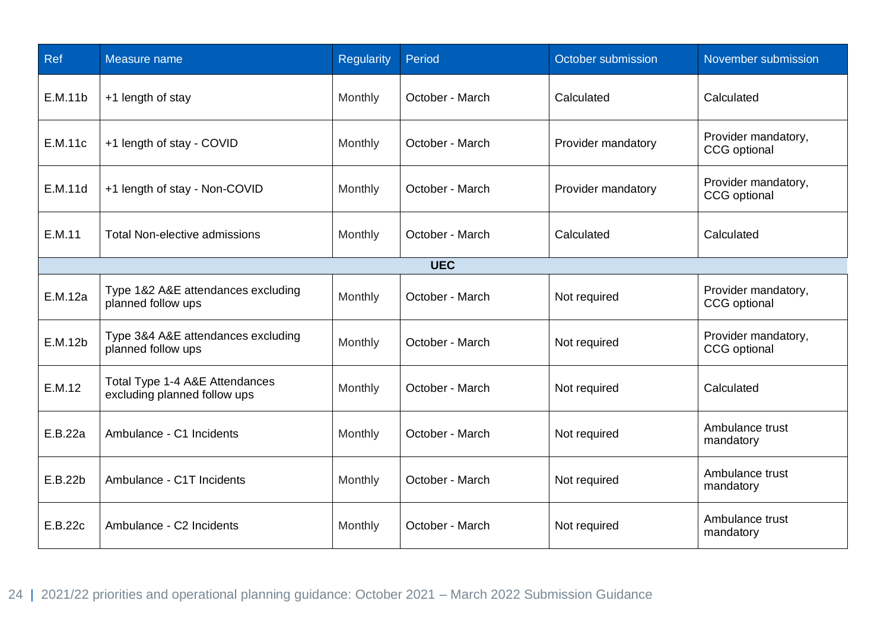| Ref | Measure name | Regularity | Period | October submission | November submission |
|---|---|---|---|---|---|
| E.M.11b | +1 length of stay | Monthly | October - March | Calculated | Calculated |
| E.M.11c | +1 length of stay - COVID | Monthly | October - March | Provider mandatory | Provider mandatory, CCG optional |
| E.M.11d | +1 length of stay - Non-COVID | Monthly | October - March | Provider mandatory | Provider mandatory, CCG optional |
| E.M.11 | Total Non-elective admissions | Monthly | October - March | Calculated | Calculated |
| **UEC** | | | | | |
| E.M.12a | Type 1&2 A&E attendances excluding planned follow ups | Monthly | October - March | Not required | Provider mandatory, CCG optional |
| E.M.12b | Type 3&4 A&E attendances excluding planned follow ups | Monthly | October - March | Not required | Provider mandatory, CCG optional |
| E.M.12 | Total Type 1-4 A&E Attendances excluding planned follow ups | Monthly | October - March | Not required | Calculated |
| E.B.22a | Ambulance - C1 Incidents | Monthly | October - March | Not required | Ambulance trust mandatory |
| E.B.22b | Ambulance - C1T Incidents | Monthly | October - March | Not required | Ambulance trust mandatory |
| E.B.22c | Ambulance - C2 Incidents | Monthly | October - March | Not required | Ambulance trust mandatory |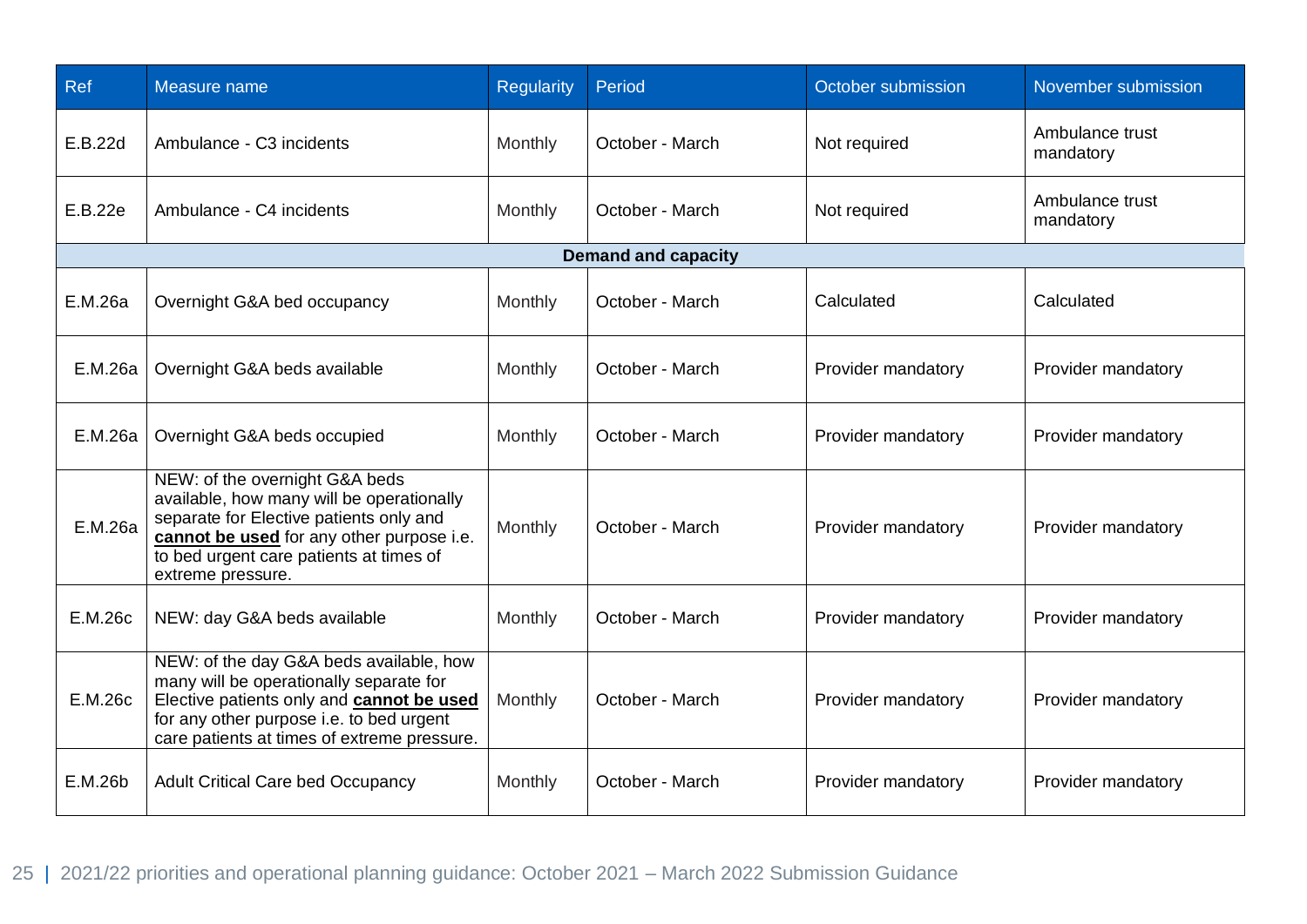| Ref | Measure name | Regularity | Period | October submission | November submission |
|---|---|---|---|---|---|
| E.B.22d | Ambulance - C3 incidents | Monthly | October - March | Not required | Ambulance trust mandatory |
| E.B.22e | Ambulance - C4 incidents | Monthly | October - March | Not required | Ambulance trust mandatory |
| **Demand and capacity** | | | | | |
| E.M.26a | Overnight G&A bed occupancy | Monthly | October - March | Calculated | Calculated |
| E.M.26a | Overnight G&A beds available | Monthly | October - March | Provider mandatory | Provider mandatory |
| E.M.26a | Overnight G&A beds occupied | Monthly | October - March | Provider mandatory | Provider mandatory |
| E.M.26a | NEW: of the overnight G&A beds available, how many will be operationally separate for Elective patients only and **cannot be used** for any other purpose i.e. to bed urgent care patients at times of extreme pressure. | Monthly | October - March | Provider mandatory | Provider mandatory |
| E.M.26c | NEW: day G&A beds available | Monthly | October - March | Provider mandatory | Provider mandatory |
| E.M.26c | NEW: of the day G&A beds available, how many will be operationally separate for Elective patients only and **cannot be used** for any other purpose i.e. to bed urgent care patients at times of extreme pressure. | Monthly | October - March | Provider mandatory | Provider mandatory |
| E.M.26b | Adult Critical Care bed Occupancy | Monthly | October - March | Provider mandatory | Provider mandatory |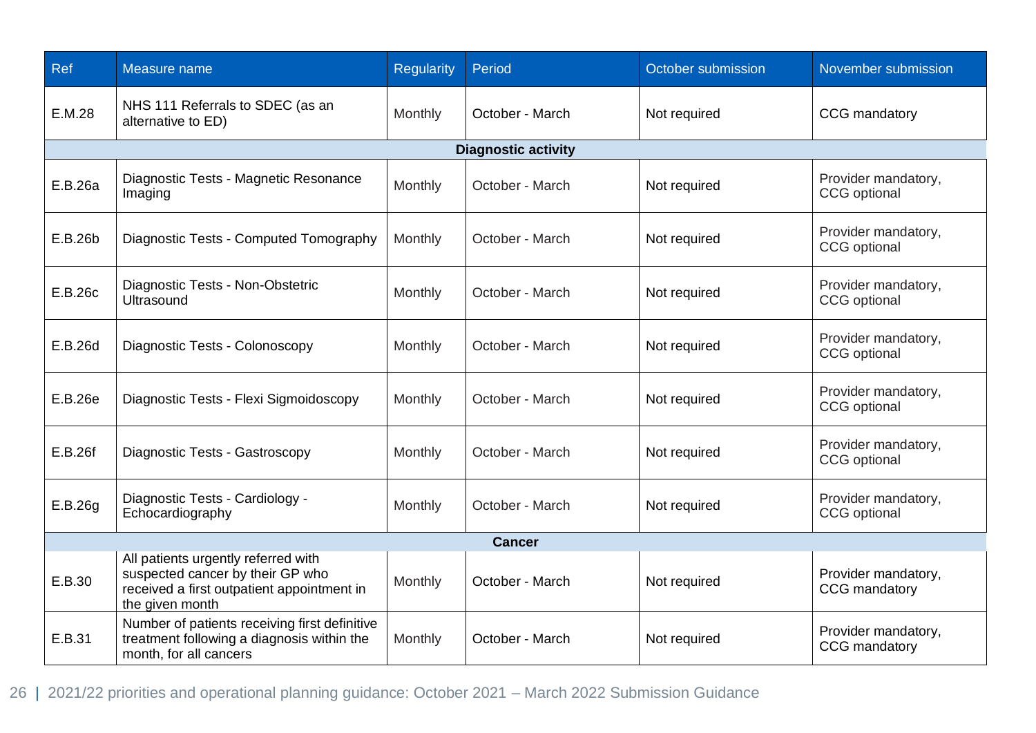| Ref | Measure name | Regularity | Period | October submission | November submission |
|---|---|---|---|---|---|
| E.M.28 | NHS 111 Referrals to SDEC (as an alternative to ED) | Monthly | October - March | Not required | CCG mandatory |
| | | | **Diagnostic activity** | | |
| E.B.26a | Diagnostic Tests - Magnetic Resonance Imaging | Monthly | October - March | Not required | Provider mandatory, CCG optional |
| E.B.26b | Diagnostic Tests - Computed Tomography | Monthly | October - March | Not required | Provider mandatory, CCG optional |
| E.B.26c | Diagnostic Tests - Non-Obstetric Ultrasound | Monthly | October - March | Not required | Provider mandatory, CCG optional |
| E.B.26d | Diagnostic Tests - Colonoscopy | Monthly | October - March | Not required | Provider mandatory, CCG optional |
| E.B.26e | Diagnostic Tests - Flexi Sigmoidoscopy | Monthly | October - March | Not required | Provider mandatory, CCG optional |
| E.B.26f | Diagnostic Tests - Gastroscopy | Monthly | October - March | Not required | Provider mandatory, CCG optional |
| E.B.26g | Diagnostic Tests - Cardiology - Echocardiography | Monthly | October - March | Not required | Provider mandatory, CCG optional |
| | | | **Cancer** | | |
| E.B.30 | All patients urgently referred with suspected cancer by their GP who received a first outpatient appointment in the given month | Monthly | October - March | Not required | Provider mandatory, CCG mandatory |
| E.B.31 | Number of patients receiving first definitive treatment following a diagnosis within the month, for all cancers | Monthly | October - March | Not required | Provider mandatory, CCG mandatory |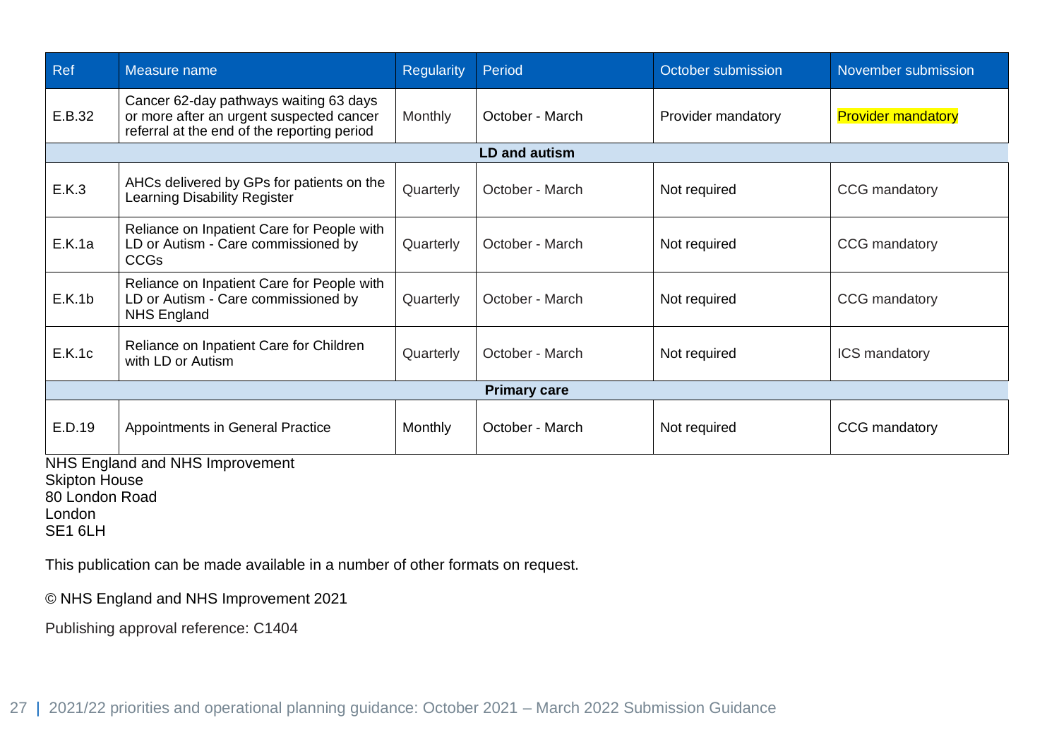| Ref | Measure name | Regularity | Period | October submission | November submission |
|---|---|---|---|---|---|
| E.B.32 | Cancer 62-day pathways waiting 63 days or more after an urgent suspected cancer referral at the end of the reporting period | Monthly | October - March | Provider mandatory | Provider mandatory |
| **LD and autism** | | | | | |
| E.K.3 | AHCs delivered by GPs for patients on the Learning Disability Register | Quarterly | October - March | Not required | CCG mandatory |
| E.K.1a | Reliance on Inpatient Care for People with LD or Autism - Care commissioned by CCGs | Quarterly | October - March | Not required | CCG mandatory |
| E.K.1b | Reliance on Inpatient Care for People with LD or Autism - Care commissioned by NHS England | Quarterly | October - March | Not required | CCG mandatory |
| E.K.1c | Reliance on Inpatient Care for Children with LD or Autism | Quarterly | October - March | Not required | ICS mandatory |
| **Primary care** | | | | | |
| E.D.19 | Appointments in General Practice | Monthly | October - March | Not required | CCG mandatory |

NHS England and NHS Improvement
Skipton House
80 London Road
London
SE1 6LH

This publication can be made available in a number of other formats on request.

© NHS England and NHS Improvement 2021

Publishing approval reference: C1404